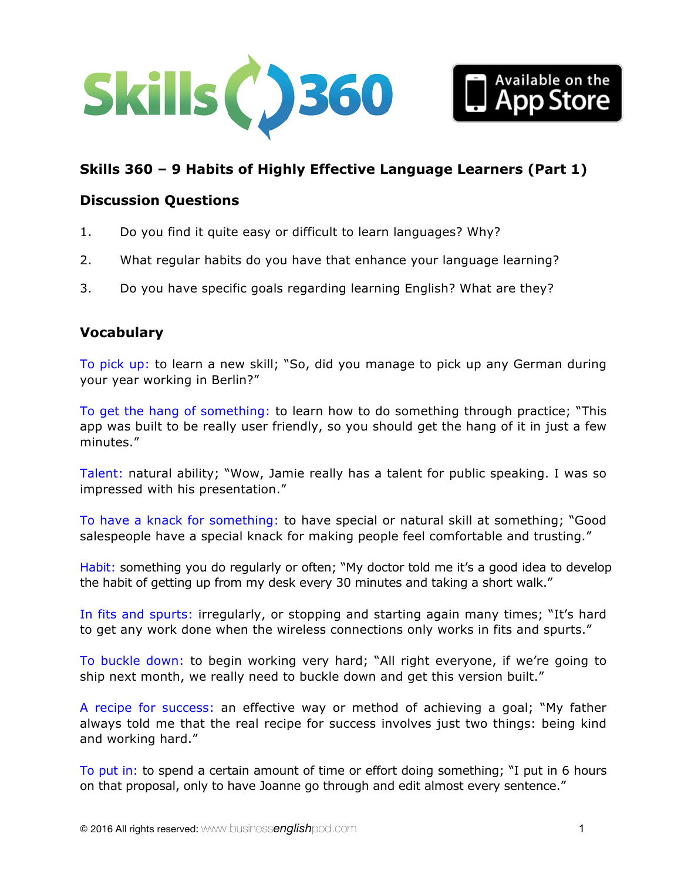**Skills 360 – 9 Habits of Highly Effective Language Learners (Part 1)**

## Discussion Questions

1. Do you find it quite easy or difficult to learn languages? Why?
2. What regular habits do you have that enhance your language learning?
3. Do you have specific goals regarding learning English? What are they?

## Vocabulary

To pick up: to learn a new skill; "So, did you manage to pick up any German during your year working in Berlin?"

To get the hang of something: to learn how to do something through practice; "This app was built to be really user friendly, so you should get the hang of it in just a few minutes."

Talent: natural ability; "Wow, Jamie really has a talent for public speaking. I was so impressed with his presentation."

To have a knack for something: to have special or natural skill at something; "Good salespeople have a special knack for making people feel comfortable and trusting."

Habit: something you do regularly or often; "My doctor told me it's a good idea to develop the habit of getting up from my desk every 30 minutes and taking a short walk."

In fits and spurts: irregularly, or stopping and starting again many times; "It's hard to get any work done when the wireless connections only works in fits and spurts."

To buckle down: to begin working very hard; "All right everyone, if we're going to ship next month, we really need to buckle down and get this version built."

A recipe for success: an effective way or method of achieving a goal; "My father always told me that the real recipe for success involves just two things: being kind and working hard."

To put in: to spend a certain amount of time or effort doing something; "I put in 6 hours on that proposal, only to have Joanne go through and edit almost every sentence."

© 2016 All rights reserved: www.businessenglishpod.com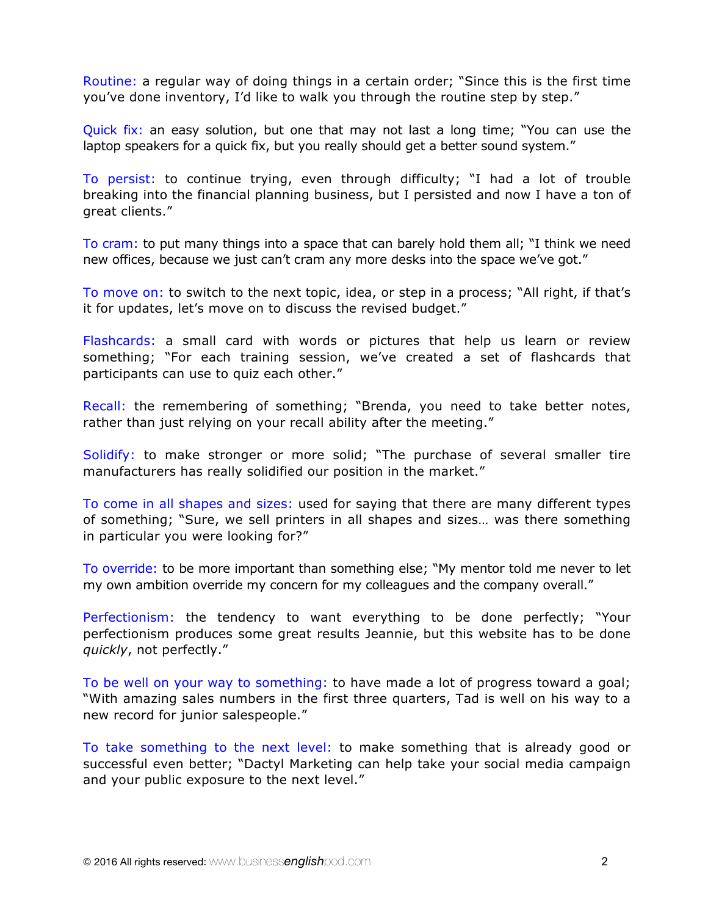Routine: a regular way of doing things in a certain order; "Since this is the first time you've done inventory, I'd like to walk you through the routine step by step."

Quick fix: an easy solution, but one that may not last a long time; "You can use the laptop speakers for a quick fix, but you really should get a better sound system."

To persist: to continue trying, even through difficulty; "I had a lot of trouble breaking into the financial planning business, but I persisted and now I have a ton of great clients."

To cram: to put many things into a space that can barely hold them all; "I think we need new offices, because we just can't cram any more desks into the space we've got."

To move on: to switch to the next topic, idea, or step in a process; "All right, if that's it for updates, let's move on to discuss the revised budget."

Flashcards: a small card with words or pictures that help us learn or review something; "For each training session, we've created a set of flashcards that participants can use to quiz each other."

Recall: the remembering of something; "Brenda, you need to take better notes, rather than just relying on your recall ability after the meeting."

Solidify: to make stronger or more solid; "The purchase of several smaller tire manufacturers has really solidified our position in the market."

To come in all shapes and sizes: used for saying that there are many different types of something; "Sure, we sell printers in all shapes and sizes… was there something in particular you were looking for?"

To override: to be more important than something else; "My mentor told me never to let my own ambition override my concern for my colleagues and the company overall."

Perfectionism: the tendency to want everything to be done perfectly; "Your perfectionism produces some great results Jeannie, but this website has to be done *quickly*, not perfectly."

To be well on your way to something: to have made a lot of progress toward a goal; "With amazing sales numbers in the first three quarters, Tad is well on his way to a new record for junior salespeople."

To take something to the next level: to make something that is already good or successful even better; "Dactyl Marketing can help take your social media campaign and your public exposure to the next level."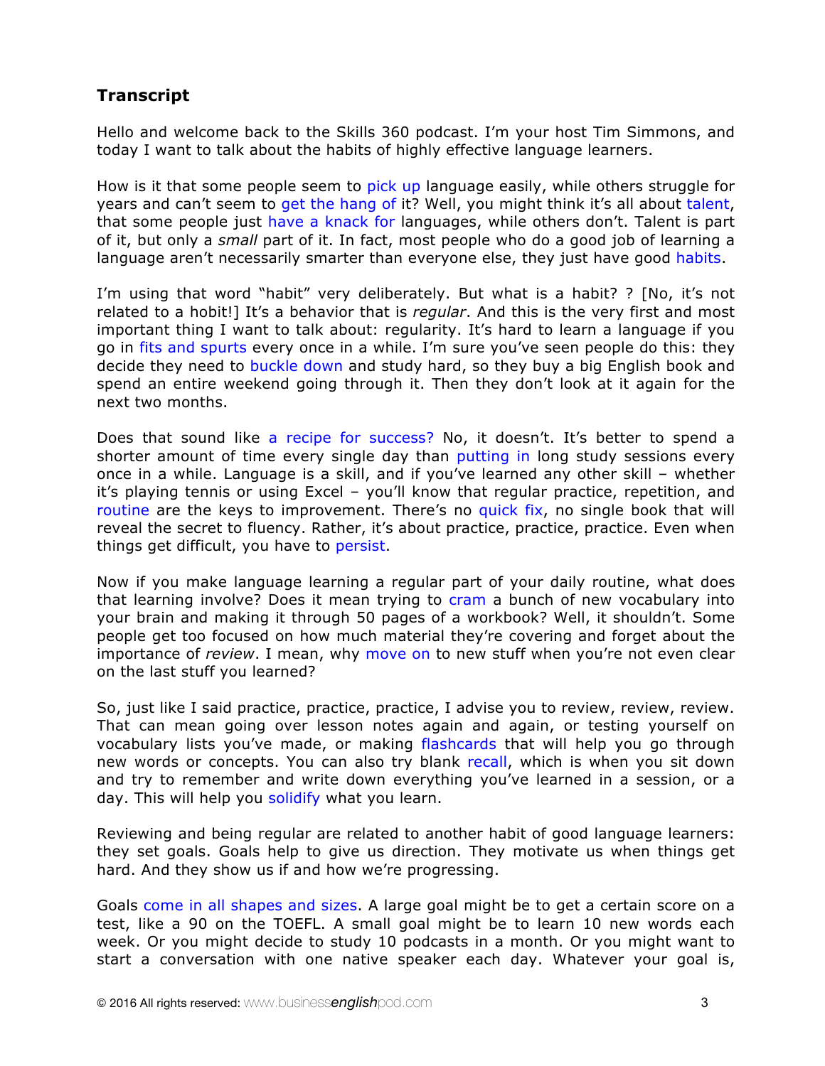## Transcript

Hello and welcome back to the Skills 360 podcast. I'm your host Tim Simmons, and today I want to talk about the habits of highly effective language learners.

How is it that some people seem to pick up language easily, while others struggle for years and can't seem to get the hang of it? Well, you might think it's all about talent, that some people just have a knack for languages, while others don't. Talent is part of it, but only a *small* part of it. In fact, most people who do a good job of learning a language aren't necessarily smarter than everyone else, they just have good habits.

I'm using that word "habit" very deliberately. But what is a habit? ? [No, it's not related to a hobit!] It's a behavior that is *regular*. And this is the very first and most important thing I want to talk about: regularity. It's hard to learn a language if you go in fits and spurts every once in a while. I'm sure you've seen people do this: they decide they need to buckle down and study hard, so they buy a big English book and spend an entire weekend going through it. Then they don't look at it again for the next two months.

Does that sound like a recipe for success? No, it doesn't. It's better to spend a shorter amount of time every single day than putting in long study sessions every once in a while. Language is a skill, and if you've learned any other skill – whether it's playing tennis or using Excel – you'll know that regular practice, repetition, and routine are the keys to improvement. There's no quick fix, no single book that will reveal the secret to fluency. Rather, it's about practice, practice, practice. Even when things get difficult, you have to persist.

Now if you make language learning a regular part of your daily routine, what does that learning involve? Does it mean trying to cram a bunch of new vocabulary into your brain and making it through 50 pages of a workbook? Well, it shouldn't. Some people get too focused on how much material they're covering and forget about the importance of *review*. I mean, why move on to new stuff when you're not even clear on the last stuff you learned?

So, just like I said practice, practice, practice, I advise you to review, review, review. That can mean going over lesson notes again and again, or testing yourself on vocabulary lists you've made, or making flashcards that will help you go through new words or concepts. You can also try blank recall, which is when you sit down and try to remember and write down everything you've learned in a session, or a day. This will help you solidify what you learn.

Reviewing and being regular are related to another habit of good language learners: they set goals. Goals help to give us direction. They motivate us when things get hard. And they show us if and how we're progressing.

Goals come in all shapes and sizes. A large goal might be to get a certain score on a test, like a 90 on the TOEFL. A small goal might be to learn 10 new words each week. Or you might decide to study 10 podcasts in a month. Or you might want to start a conversation with one native speaker each day. Whatever your goal is,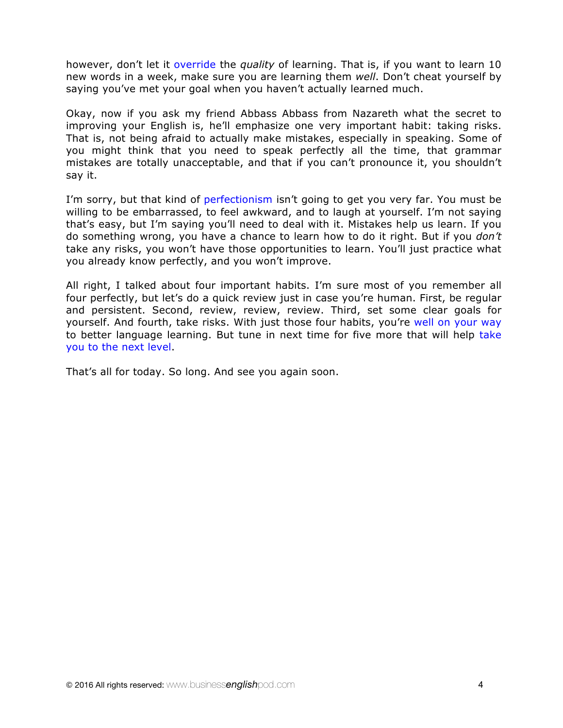however, don't let it override the *quality* of learning. That is, if you want to learn 10 new words in a week, make sure you are learning them *well*. Don't cheat yourself by saying you've met your goal when you haven't actually learned much.

Okay, now if you ask my friend Abbass Abbass from Nazareth what the secret to improving your English is, he'll emphasize one very important habit: taking risks. That is, not being afraid to actually make mistakes, especially in speaking. Some of you might think that you need to speak perfectly all the time, that grammar mistakes are totally unacceptable, and that if you can't pronounce it, you shouldn't say it.

I'm sorry, but that kind of perfectionism isn't going to get you very far. You must be willing to be embarrassed, to feel awkward, and to laugh at yourself. I'm not saying that's easy, but I'm saying you'll need to deal with it. Mistakes help us learn. If you do something wrong, you have a chance to learn how to do it right. But if you *don't* take any risks, you won't have those opportunities to learn. You'll just practice what you already know perfectly, and you won't improve.

All right, I talked about four important habits. I'm sure most of you remember all four perfectly, but let's do a quick review just in case you're human. First, be regular and persistent. Second, review, review, review. Third, set some clear goals for yourself. And fourth, take risks. With just those four habits, you're well on your way to better language learning. But tune in next time for five more that will help take you to the next level.

That's all for today. So long. And see you again soon.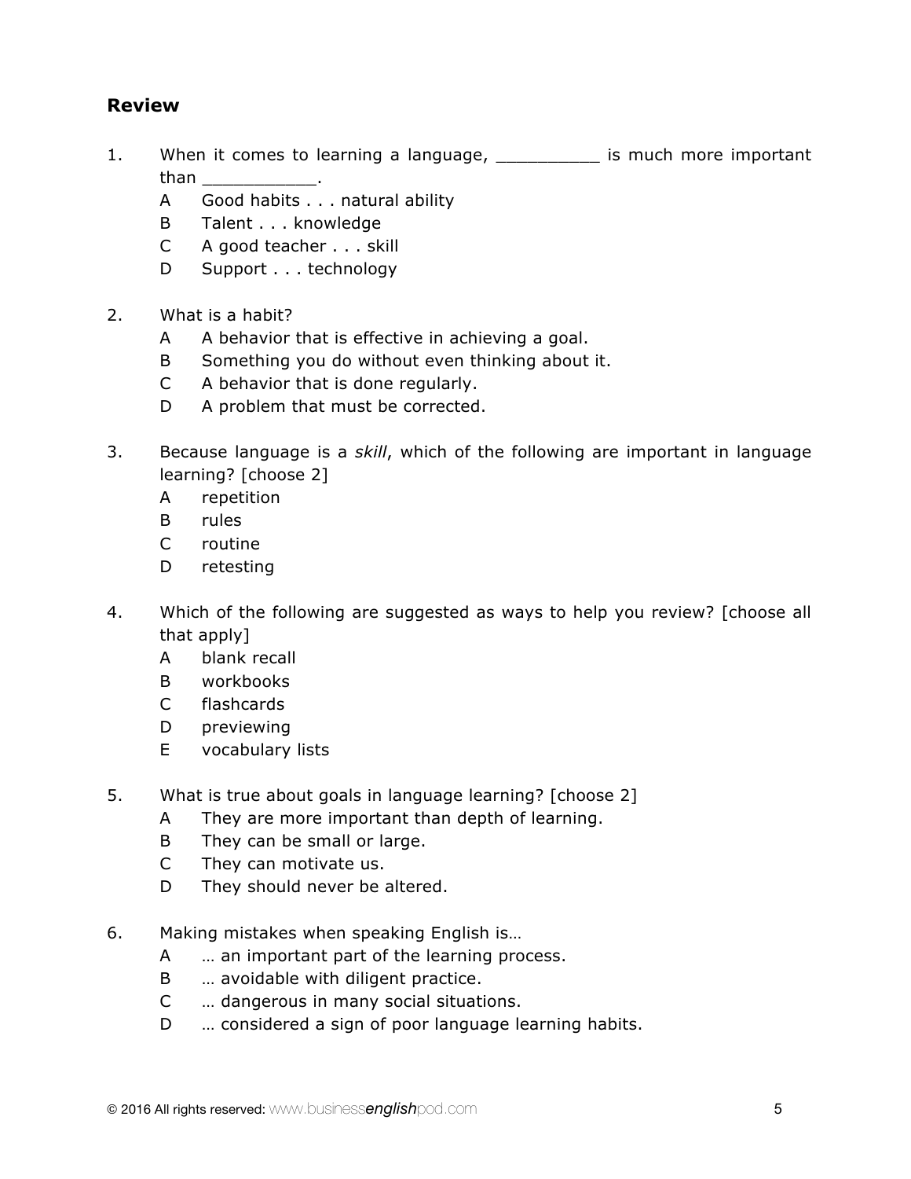## Review

1. When it comes to learning a language, __________ is much more important than ___________.
   - A Good habits . . . natural ability
   - B Talent . . . knowledge
   - C A good teacher . . . skill
   - D Support . . . technology

2. What is a habit?
   - A A behavior that is effective in achieving a goal.
   - B Something you do without even thinking about it.
   - C A behavior that is done regularly.
   - D A problem that must be corrected.

3. Because language is a *skill*, which of the following are important in language learning? [choose 2]
   - A repetition
   - B rules
   - C routine
   - D retesting

4. Which of the following are suggested as ways to help you review? [choose all that apply]
   - A blank recall
   - B workbooks
   - C flashcards
   - D previewing
   - E vocabulary lists

5. What is true about goals in language learning? [choose 2]
   - A They are more important than depth of learning.
   - B They can be small or large.
   - C They can motivate us.
   - D They should never be altered.

6. Making mistakes when speaking English is…
   - A … an important part of the learning process.
   - B … avoidable with diligent practice.
   - C … dangerous in many social situations.
   - D … considered a sign of poor language learning habits.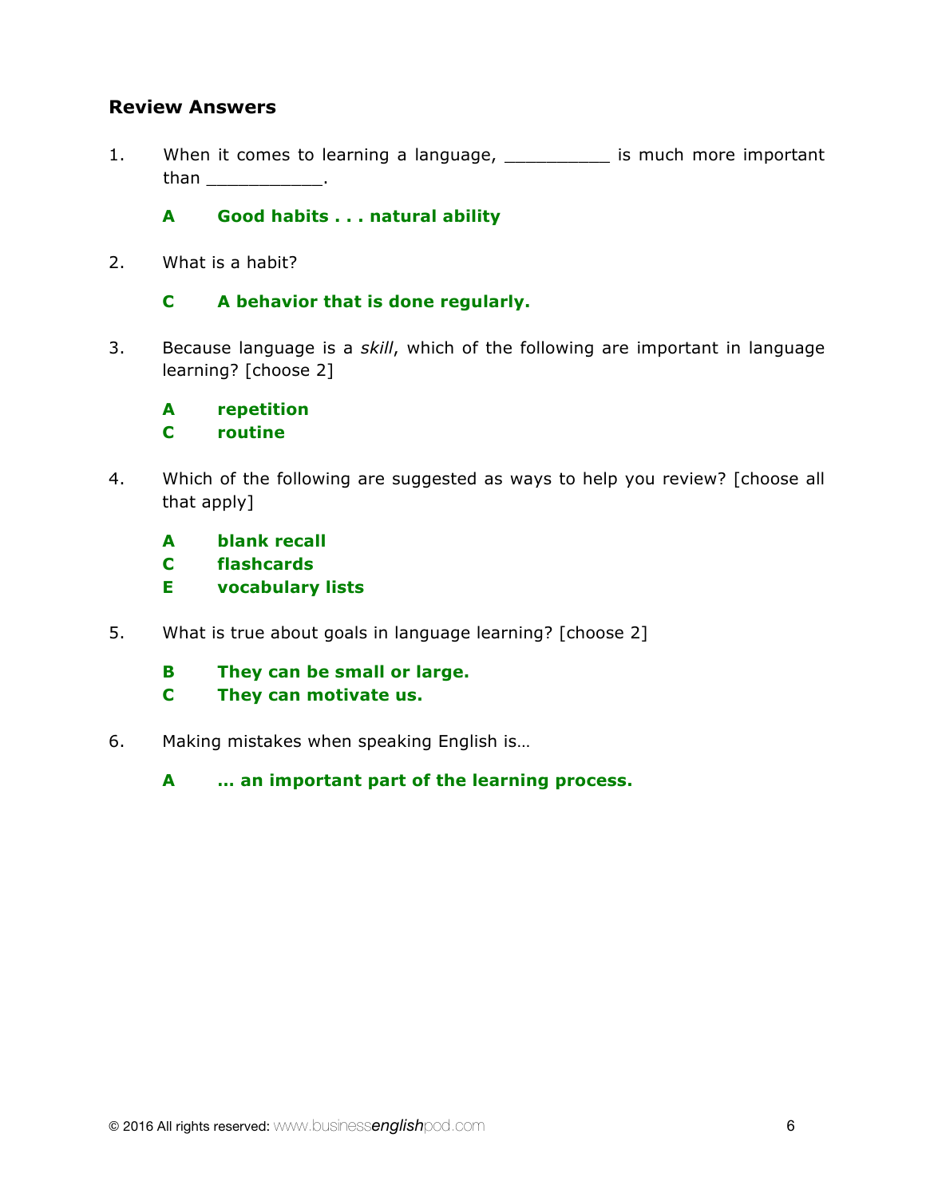## Review Answers

1. When it comes to learning a language, __________ is much more important than ___________.

   **A Good habits . . . natural ability**

2. What is a habit?

   **C A behavior that is done regularly.**

3. Because language is a *skill*, which of the following are important in language learning? [choose 2]

   **A repetition**
   **C routine**

4. Which of the following are suggested as ways to help you review? [choose all that apply]

   **A blank recall**
   **C flashcards**
   **E vocabulary lists**

5. What is true about goals in language learning? [choose 2]

   **B They can be small or large.**
   **C They can motivate us.**

6. Making mistakes when speaking English is…

   **A … an important part of the learning process.**

© 2016 All rights reserved: www.businessenglishpod.com